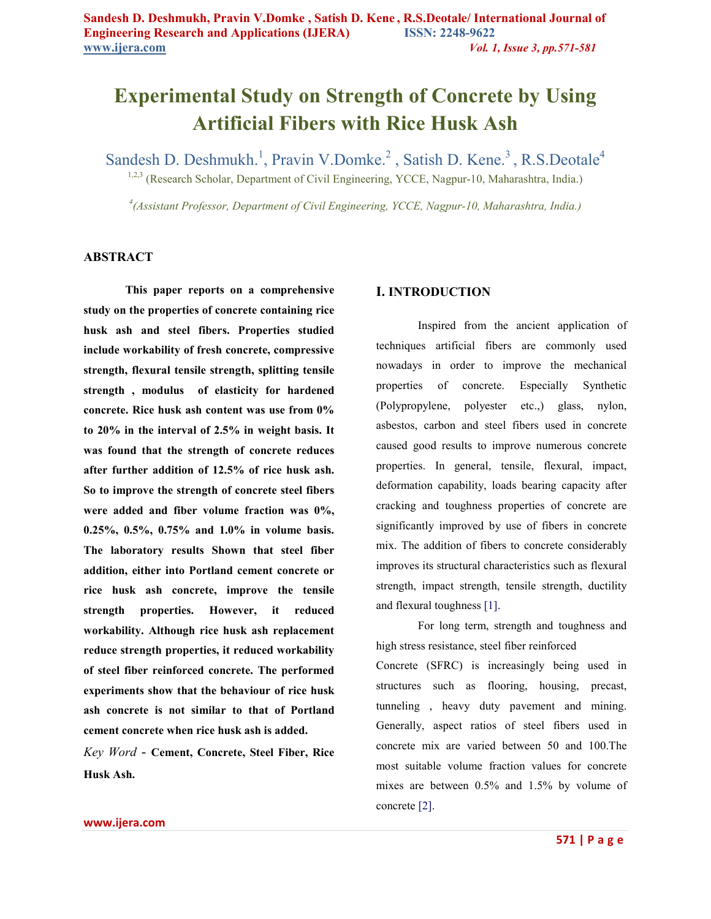# Experimental Study on Strength of Concrete by Using Artificial Fibers with Rice Husk Ash

Sandesh D. Deshmukh.[1], Pravin V.Domke.[2] , Satish D. Kene.[3] , R.S.Deotale[4]

[1,2,3] (Research Scholar, Department of Civil Engineering, YCCE, Nagpur-10, Maharashtra, India.)

[4](Assistant Professor, Department of Civil Engineering, YCCE, Nagpur-10, Maharashtra, India.)

## ABSTRACT

**This paper reports on a comprehensive study on the properties of concrete containing rice husk ash and steel fibers. Properties studied include workability of fresh concrete, compressive strength, flexural tensile strength, splitting tensile strength , modulus of elasticity for hardened concrete. Rice husk ash content was use from 0% to 20% in the interval of 2.5% in weight basis. It was found that the strength of concrete reduces after further addition of 12.5% of rice husk ash. So to improve the strength of concrete steel fibers were added and fiber volume fraction was 0%, 0.25%, 0.5%, 0.75% and 1.0% in volume basis. The laboratory results Shown that steel fiber addition, either into Portland cement concrete or rice husk ash concrete, improve the tensile strength properties. However, it reduced workability. Although rice husk ash replacement reduce strength properties, it reduced workability of steel fiber reinforced concrete. The performed experiments show that the behaviour of rice husk ash concrete is not similar to that of Portland cement concrete when rice husk ash is added.**

*Key Word* - **Cement, Concrete, Steel Fiber, Rice Husk Ash.**

## I. INTRODUCTION

Inspired from the ancient application of techniques artificial fibers are commonly used nowadays in order to improve the mechanical properties of concrete. Especially Synthetic (Polypropylene, polyester etc.,) glass, nylon, asbestos, carbon and steel fibers used in concrete caused good results to improve numerous concrete properties. In general, tensile, flexural, impact, deformation capability, loads bearing capacity after cracking and toughness properties of concrete are significantly improved by use of fibers in concrete mix. The addition of fibers to concrete considerably improves its structural characteristics such as flexural strength, impact strength, tensile strength, ductility and flexural toughness [1].

For long term, strength and toughness and high stress resistance, steel fiber reinforced Concrete (SFRC) is increasingly being used in structures such as flooring, housing, precast, tunneling , heavy duty pavement and mining. Generally, aspect ratios of steel fibers used in concrete mix are varied between 50 and 100.The most suitable volume fraction values for concrete mixes are between 0.5% and 1.5% by volume of concrete [2].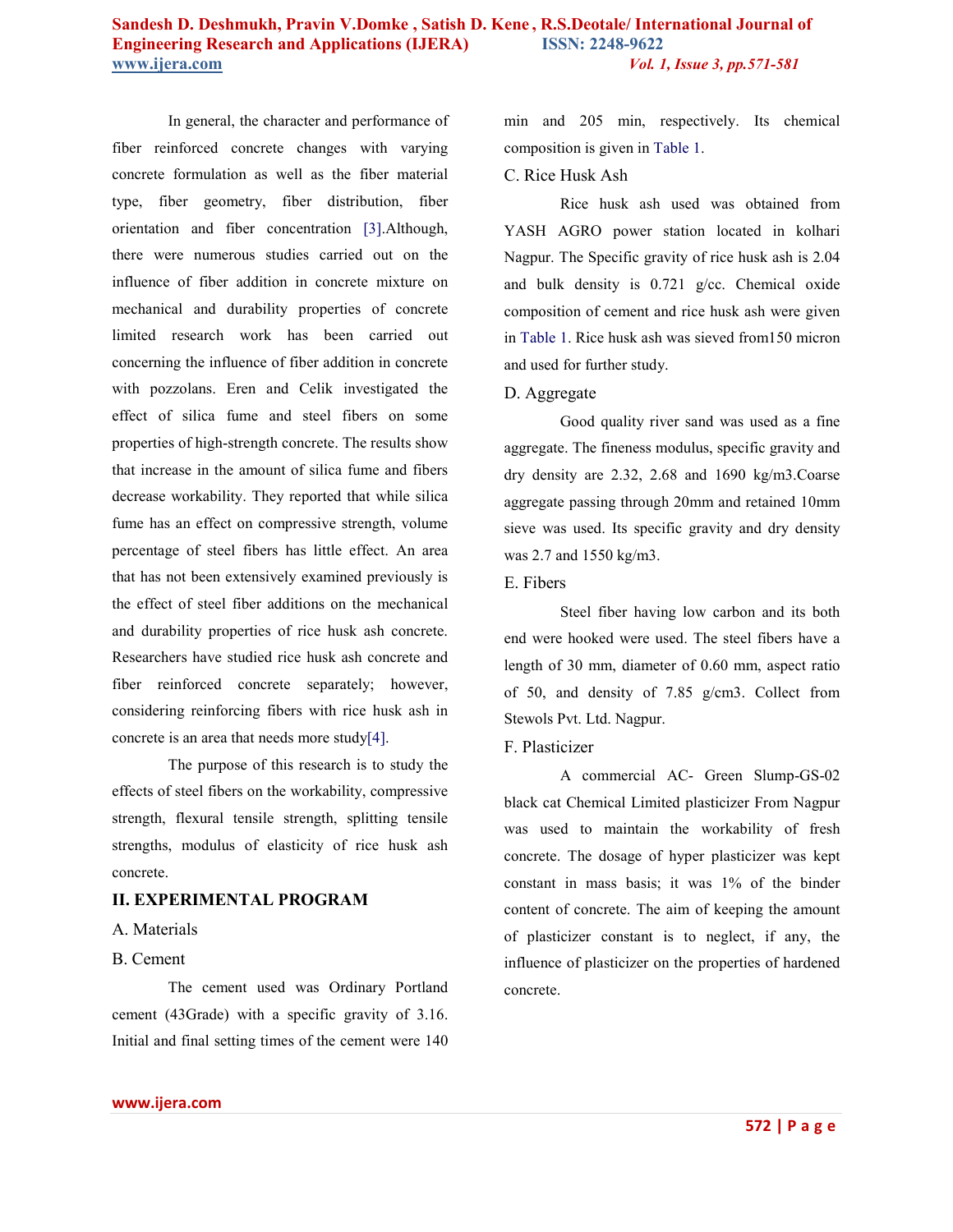In general, the character and performance of fiber reinforced concrete changes with varying concrete formulation as well as the fiber material type, fiber geometry, fiber distribution, fiber orientation and fiber concentration [3].Although, there were numerous studies carried out on the influence of fiber addition in concrete mixture on mechanical and durability properties of concrete limited research work has been carried out concerning the influence of fiber addition in concrete with pozzolans. Eren and Celik investigated the effect of silica fume and steel fibers on some properties of high-strength concrete. The results show that increase in the amount of silica fume and fibers decrease workability. They reported that while silica fume has an effect on compressive strength, volume percentage of steel fibers has little effect. An area that has not been extensively examined previously is the effect of steel fiber additions on the mechanical and durability properties of rice husk ash concrete. Researchers have studied rice husk ash concrete and fiber reinforced concrete separately; however, considering reinforcing fibers with rice husk ash in concrete is an area that needs more study[4].

The purpose of this research is to study the effects of steel fibers on the workability, compressive strength, flexural tensile strength, splitting tensile strengths, modulus of elasticity of rice husk ash concrete.

## II. EXPERIMENTAL PROGRAM

### A. Materials

### B. Cement

The cement used was Ordinary Portland cement (43Grade) with a specific gravity of 3.16. Initial and final setting times of the cement were 140 min and 205 min, respectively. Its chemical composition is given in Table 1.

### C. Rice Husk Ash

Rice husk ash used was obtained from YASH AGRO power station located in kolhari Nagpur. The Specific gravity of rice husk ash is 2.04 and bulk density is 0.721 g/cc. Chemical oxide composition of cement and rice husk ash were given in Table 1. Rice husk ash was sieved from150 micron and used for further study.

### D. Aggregate

Good quality river sand was used as a fine aggregate. The fineness modulus, specific gravity and dry density are 2.32, 2.68 and 1690 kg/m3.Coarse aggregate passing through 20mm and retained 10mm sieve was used. Its specific gravity and dry density was 2.7 and 1550 kg/m3.

### E. Fibers

Steel fiber having low carbon and its both end were hooked were used. The steel fibers have a length of 30 mm, diameter of 0.60 mm, aspect ratio of 50, and density of 7.85 g/cm3. Collect from Stewols Pvt. Ltd. Nagpur.

### F. Plasticizer

A commercial AC- Green Slump-GS-02 black cat Chemical Limited plasticizer From Nagpur was used to maintain the workability of fresh concrete. The dosage of hyper plasticizer was kept constant in mass basis; it was 1% of the binder content of concrete. The aim of keeping the amount of plasticizer constant is to neglect, if any, the influence of plasticizer on the properties of hardened concrete.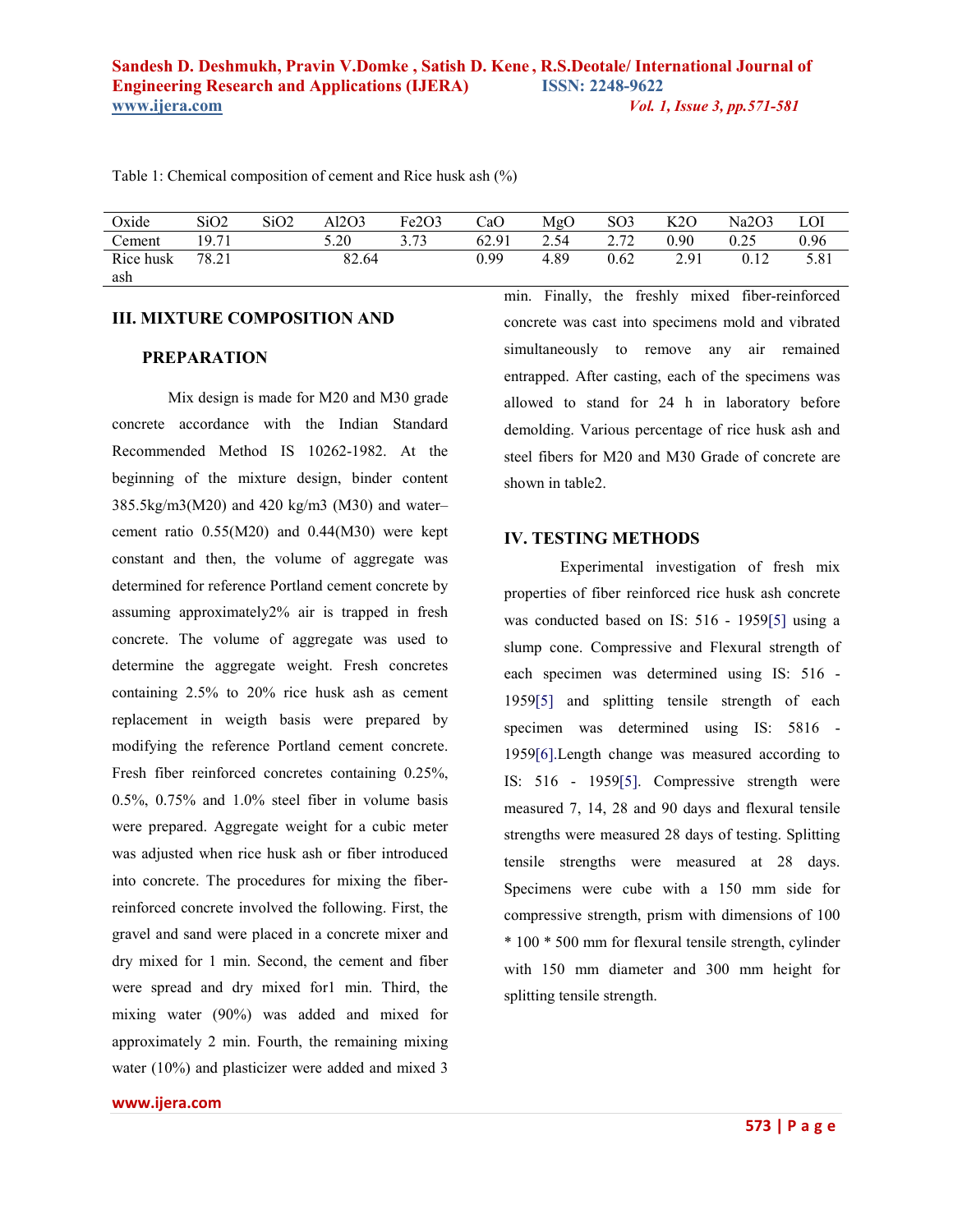Table 1: Chemical composition of cement and Rice husk ash (%)

| Oxide | $SiO_2$ | $SiO_2$ | $Al_2O_3$ | $Fe_2O_3$ | CaO | MgO | $SO_3$ | $K_2O$ | $Na_2O_3$ | LOI |
|---|---|---|---|---|---|---|---|---|---|---|
| Cement | 19.71 | | 5.20 | 3.73 | 62.91 | 2.54 | 2.72 | 0.90 | 0.25 | 0.96 |
| Rice husk ash | 78.21 | | 82.64 | | 0.99 | 4.89 | 0.62 | 2.91 | 0.12 | 5.81 |

## III. MIXTURE COMPOSITION AND PREPARATION

Mix design is made for M20 and M30 grade concrete accordance with the Indian Standard Recommended Method IS 10262-1982. At the beginning of the mixture design, binder content 385.5kg/m3(M20) and 420 kg/m3 (M30) and water–cement ratio 0.55(M20) and 0.44(M30) were kept constant and then, the volume of aggregate was determined for reference Portland cement concrete by assuming approximately2% air is trapped in fresh concrete. The volume of aggregate was used to determine the aggregate weight. Fresh concretes containing 2.5% to 20% rice husk ash as cement replacement in weigth basis were prepared by modifying the reference Portland cement concrete. Fresh fiber reinforced concretes containing 0.25%, 0.5%, 0.75% and 1.0% steel fiber in volume basis were prepared. Aggregate weight for a cubic meter was adjusted when rice husk ash or fiber introduced into concrete. The procedures for mixing the fiber-reinforced concrete involved the following. First, the gravel and sand were placed in a concrete mixer and dry mixed for 1 min. Second, the cement and fiber were spread and dry mixed for1 min. Third, the mixing water (90%) was added and mixed for approximately 2 min. Fourth, the remaining mixing water (10%) and plasticizer were added and mixed 3 min. Finally, the freshly mixed fiber-reinforced concrete was cast into specimens mold and vibrated simultaneously to remove any air remained entrapped. After casting, each of the specimens was allowed to stand for 24 h in laboratory before demolding. Various percentage of rice husk ash and steel fibers for M20 and M30 Grade of concrete are shown in table2.

## IV. TESTING METHODS

Experimental investigation of fresh mix properties of fiber reinforced rice husk ash concrete was conducted based on IS: 516 - 1959[5] using a slump cone. Compressive and Flexural strength of each specimen was determined using IS: 516 - 1959[5] and splitting tensile strength of each specimen was determined using IS: 5816 - 1959[6].Length change was measured according to IS: 516 - 1959[5]. Compressive strength were measured 7, 14, 28 and 90 days and flexural tensile strengths were measured 28 days of testing. Splitting tensile strengths were measured at 28 days. Specimens were cube with a 150 mm side for compressive strength, prism with dimensions of 100 * 100 * 500 mm for flexural tensile strength, cylinder with 150 mm diameter and 300 mm height for splitting tensile strength.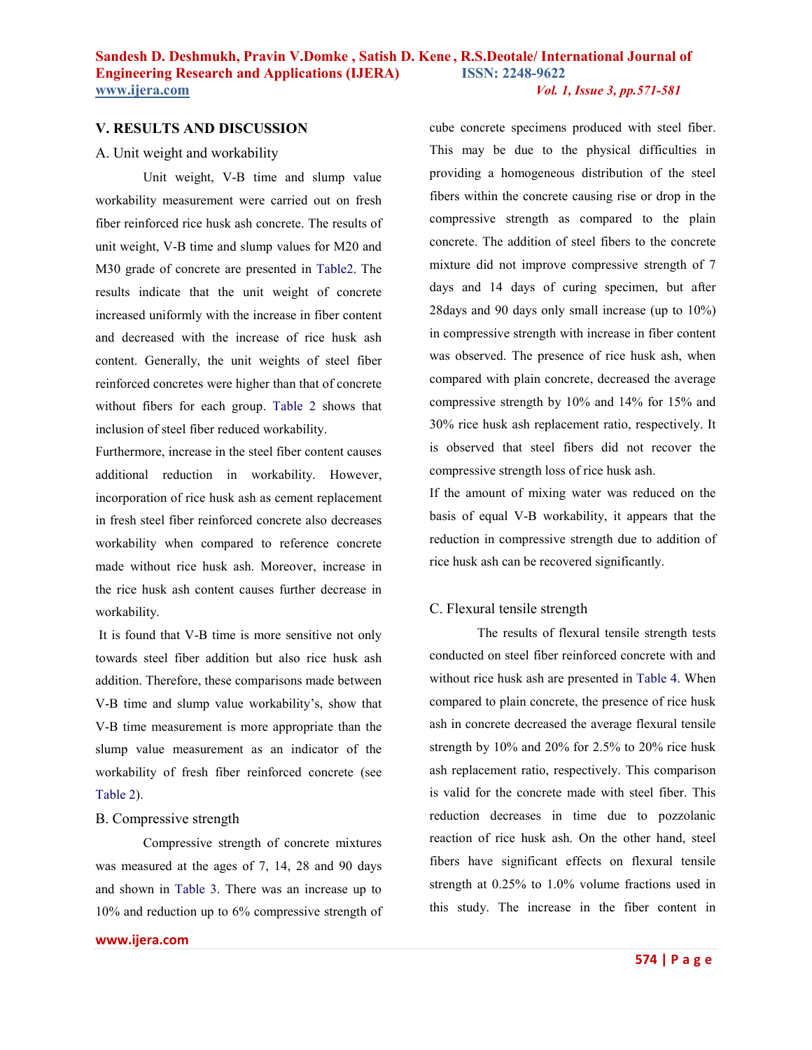## V. RESULTS AND DISCUSSION

### A. Unit weight and workability

Unit weight, V-B time and slump value workability measurement were carried out on fresh fiber reinforced rice husk ash concrete. The results of unit weight, V-B time and slump values for M20 and M30 grade of concrete are presented in Table2. The results indicate that the unit weight of concrete increased uniformly with the increase in fiber content and decreased with the increase of rice husk ash content. Generally, the unit weights of steel fiber reinforced concretes were higher than that of concrete without fibers for each group. Table 2 shows that inclusion of steel fiber reduced workability.

Furthermore, increase in the steel fiber content causes additional reduction in workability. However, incorporation of rice husk ash as cement replacement in fresh steel fiber reinforced concrete also decreases workability when compared to reference concrete made without rice husk ash. Moreover, increase in the rice husk ash content causes further decrease in workability.

It is found that V-B time is more sensitive not only towards steel fiber addition but also rice husk ash addition. Therefore, these comparisons made between V-B time and slump value workability's, show that V-B time measurement is more appropriate than the slump value measurement as an indicator of the workability of fresh fiber reinforced concrete (see Table 2).

### B. Compressive strength

Compressive strength of concrete mixtures was measured at the ages of 7, 14, 28 and 90 days and shown in Table 3. There was an increase up to 10% and reduction up to 6% compressive strength of cube concrete specimens produced with steel fiber. This may be due to the physical difficulties in providing a homogeneous distribution of the steel fibers within the concrete causing rise or drop in the compressive strength as compared to the plain concrete. The addition of steel fibers to the concrete mixture did not improve compressive strength of 7 days and 14 days of curing specimen, but after 28days and 90 days only small increase (up to 10%) in compressive strength with increase in fiber content was observed. The presence of rice husk ash, when compared with plain concrete, decreased the average compressive strength by 10% and 14% for 15% and 30% rice husk ash replacement ratio, respectively. It is observed that steel fibers did not recover the compressive strength loss of rice husk ash.

If the amount of mixing water was reduced on the basis of equal V-B workability, it appears that the reduction in compressive strength due to addition of rice husk ash can be recovered significantly.

### C. Flexural tensile strength

The results of flexural tensile strength tests conducted on steel fiber reinforced concrete with and without rice husk ash are presented in Table 4. When compared to plain concrete, the presence of rice husk ash in concrete decreased the average flexural tensile strength by 10% and 20% for 2.5% to 20% rice husk ash replacement ratio, respectively. This comparison is valid for the concrete made with steel fiber. This reduction decreases in time due to pozzolanic reaction of rice husk ash. On the other hand, steel fibers have significant effects on flexural tensile strength at 0.25% to 1.0% volume fractions used in this study. The increase in the fiber content in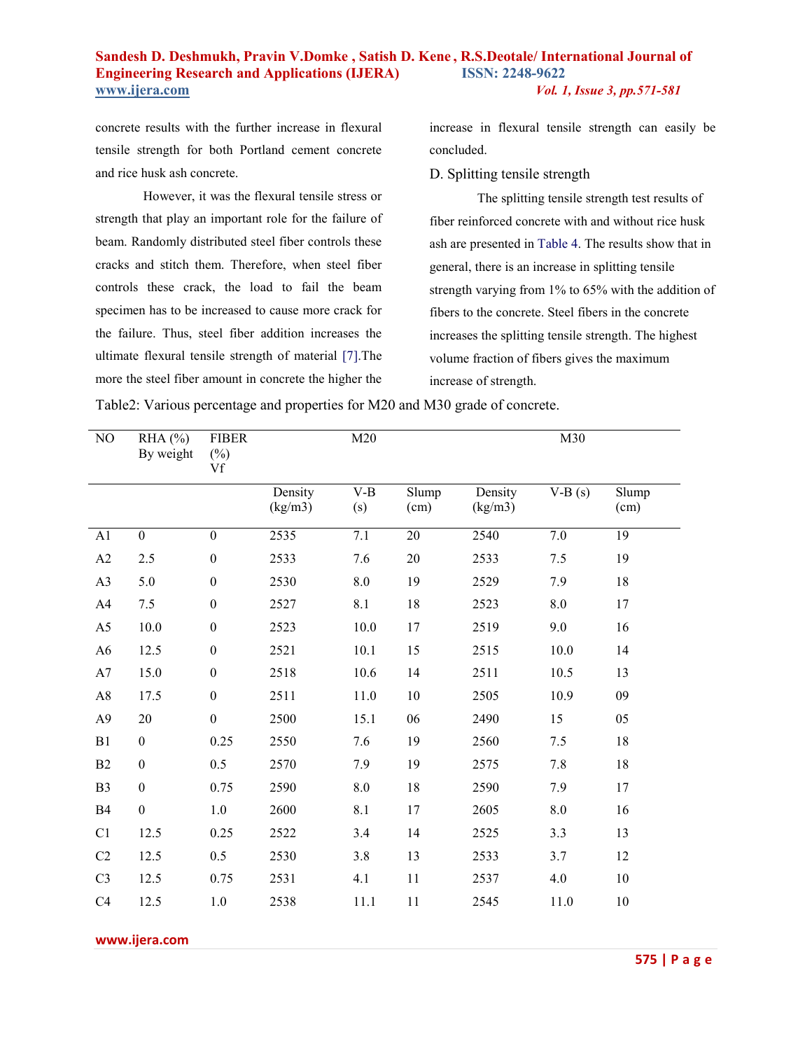concrete results with the further increase in flexural tensile strength for both Portland cement concrete and rice husk ash concrete.

However, it was the flexural tensile stress or strength that play an important role for the failure of beam. Randomly distributed steel fiber controls these cracks and stitch them. Therefore, when steel fiber controls these crack, the load to fail the beam specimen has to be increased to cause more crack for the failure. Thus, steel fiber addition increases the ultimate flexural tensile strength of material [7].The more the steel fiber amount in concrete the higher the increase in flexural tensile strength can easily be concluded.

### D. Splitting tensile strength

The splitting tensile strength test results of fiber reinforced concrete with and without rice husk ash are presented in Table 4. The results show that in general, there is an increase in splitting tensile strength varying from 1% to 65% with the addition of fibers to the concrete. Steel fibers in the concrete increases the splitting tensile strength. The highest volume fraction of fibers gives the maximum increase of strength.

Table2: Various percentage and properties for M20 and M30 grade of concrete.

| NO | RHA (%) By weight | FIBER (%) Vf | M20 | | | M30 | | |
|---|---|---|---|---|---|---|---|---|
| | | | Density (kg/m3) | V-B (s) | Slump (cm) | Density (kg/m3) | V-B (s) | Slump (cm) |
| A1 | 0 | 0 | 2535 | 7.1 | 20 | 2540 | 7.0 | 19 |
| A2 | 2.5 | 0 | 2533 | 7.6 | 20 | 2533 | 7.5 | 19 |
| A3 | 5.0 | 0 | 2530 | 8.0 | 19 | 2529 | 7.9 | 18 |
| A4 | 7.5 | 0 | 2527 | 8.1 | 18 | 2523 | 8.0 | 17 |
| A5 | 10.0 | 0 | 2523 | 10.0 | 17 | 2519 | 9.0 | 16 |
| A6 | 12.5 | 0 | 2521 | 10.1 | 15 | 2515 | 10.0 | 14 |
| A7 | 15.0 | 0 | 2518 | 10.6 | 14 | 2511 | 10.5 | 13 |
| A8 | 17.5 | 0 | 2511 | 11.0 | 10 | 2505 | 10.9 | 09 |
| A9 | 20 | 0 | 2500 | 15.1 | 06 | 2490 | 15 | 05 |
| B1 | 0 | 0.25 | 2550 | 7.6 | 19 | 2560 | 7.5 | 18 |
| B2 | 0 | 0.5 | 2570 | 7.9 | 19 | 2575 | 7.8 | 18 |
| B3 | 0 | 0.75 | 2590 | 8.0 | 18 | 2590 | 7.9 | 17 |
| B4 | 0 | 1.0 | 2600 | 8.1 | 17 | 2605 | 8.0 | 16 |
| C1 | 12.5 | 0.25 | 2522 | 3.4 | 14 | 2525 | 3.3 | 13 |
| C2 | 12.5 | 0.5 | 2530 | 3.8 | 13 | 2533 | 3.7 | 12 |
| C3 | 12.5 | 0.75 | 2531 | 4.1 | 11 | 2537 | 4.0 | 10 |
| C4 | 12.5 | 1.0 | 2538 | 11.1 | 11 | 2545 | 11.0 | 10 |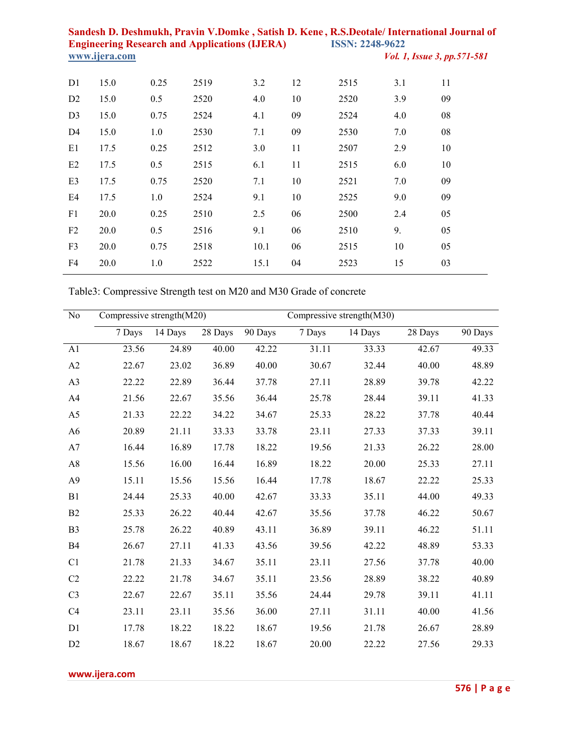| | | | | | | | | |
|---|---|---|---|---|---|---|---|---|
| D1 | 15.0 | 0.25 | 2519 | 3.2 | 12 | 2515 | 3.1 | 11 |
| D2 | 15.0 | 0.5 | 2520 | 4.0 | 10 | 2520 | 3.9 | 09 |
| D3 | 15.0 | 0.75 | 2524 | 4.1 | 09 | 2524 | 4.0 | 08 |
| D4 | 15.0 | 1.0 | 2530 | 7.1 | 09 | 2530 | 7.0 | 08 |
| E1 | 17.5 | 0.25 | 2512 | 3.0 | 11 | 2507 | 2.9 | 10 |
| E2 | 17.5 | 0.5 | 2515 | 6.1 | 11 | 2515 | 6.0 | 10 |
| E3 | 17.5 | 0.75 | 2520 | 7.1 | 10 | 2521 | 7.0 | 09 |
| E4 | 17.5 | 1.0 | 2524 | 9.1 | 10 | 2525 | 9.0 | 09 |
| F1 | 20.0 | 0.25 | 2510 | 2.5 | 06 | 2500 | 2.4 | 05 |
| F2 | 20.0 | 0.5 | 2516 | 9.1 | 06 | 2510 | 9. | 05 |
| F3 | 20.0 | 0.75 | 2518 | 10.1 | 06 | 2515 | 10 | 05 |
| F4 | 20.0 | 1.0 | 2522 | 15.1 | 04 | 2523 | 15 | 03 |

Table3: Compressive Strength test on M20 and M30 Grade of concrete

| No | Compressive strength(M20) | | | | Compressive strength(M30) | | | |
|---|---|---|---|---|---|---|---|---|
| | 7 Days | 14 Days | 28 Days | 90 Days | 7 Days | 14 Days | 28 Days | 90 Days |
| A1 | 23.56 | 24.89 | 40.00 | 42.22 | 31.11 | 33.33 | 42.67 | 49.33 |
| A2 | 22.67 | 23.02 | 36.89 | 40.00 | 30.67 | 32.44 | 40.00 | 48.89 |
| A3 | 22.22 | 22.89 | 36.44 | 37.78 | 27.11 | 28.89 | 39.78 | 42.22 |
| A4 | 21.56 | 22.67 | 35.56 | 36.44 | 25.78 | 28.44 | 39.11 | 41.33 |
| A5 | 21.33 | 22.22 | 34.22 | 34.67 | 25.33 | 28.22 | 37.78 | 40.44 |
| A6 | 20.89 | 21.11 | 33.33 | 33.78 | 23.11 | 27.33 | 37.33 | 39.11 |
| A7 | 16.44 | 16.89 | 17.78 | 18.22 | 19.56 | 21.33 | 26.22 | 28.00 |
| A8 | 15.56 | 16.00 | 16.44 | 16.89 | 18.22 | 20.00 | 25.33 | 27.11 |
| A9 | 15.11 | 15.56 | 15.56 | 16.44 | 17.78 | 18.67 | 22.22 | 25.33 |
| B1 | 24.44 | 25.33 | 40.00 | 42.67 | 33.33 | 35.11 | 44.00 | 49.33 |
| B2 | 25.33 | 26.22 | 40.44 | 42.67 | 35.56 | 37.78 | 46.22 | 50.67 |
| B3 | 25.78 | 26.22 | 40.89 | 43.11 | 36.89 | 39.11 | 46.22 | 51.11 |
| B4 | 26.67 | 27.11 | 41.33 | 43.56 | 39.56 | 42.22 | 48.89 | 53.33 |
| C1 | 21.78 | 21.33 | 34.67 | 35.11 | 23.11 | 27.56 | 37.78 | 40.00 |
| C2 | 22.22 | 21.78 | 34.67 | 35.11 | 23.56 | 28.89 | 38.22 | 40.89 |
| C3 | 22.67 | 22.67 | 35.11 | 35.56 | 24.44 | 29.78 | 39.11 | 41.11 |
| C4 | 23.11 | 23.11 | 35.56 | 36.00 | 27.11 | 31.11 | 40.00 | 41.56 |
| D1 | 17.78 | 18.22 | 18.22 | 18.67 | 19.56 | 21.78 | 26.67 | 28.89 |
| D2 | 18.67 | 18.67 | 18.22 | 18.67 | 20.00 | 22.22 | 27.56 | 29.33 |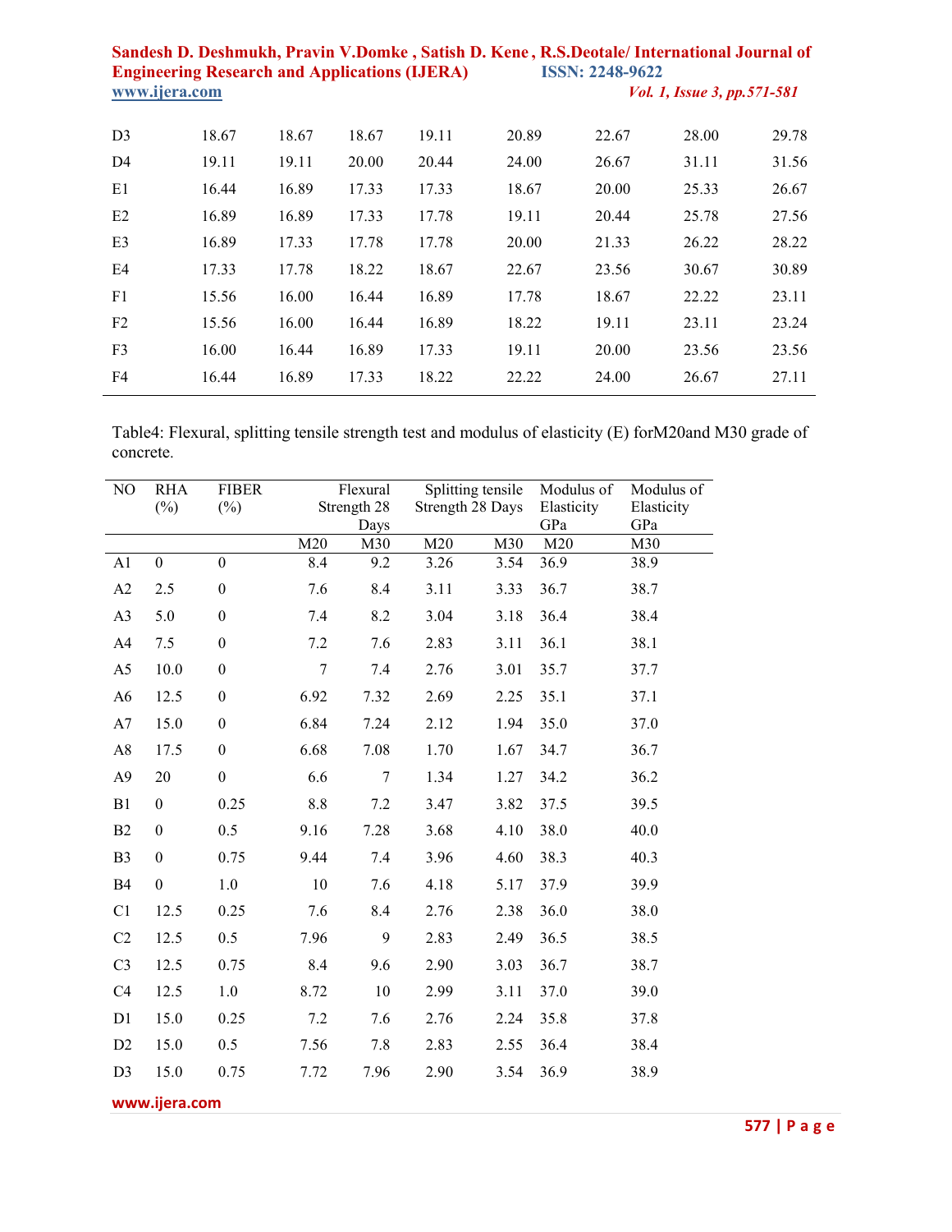| D3 | 18.67 | 18.67 | 18.67 | 19.11 | 20.89 | 22.67 | 28.00 | 29.78 |
|---|---|---|---|---|---|---|---|---|
| D4 | 19.11 | 19.11 | 20.00 | 20.44 | 24.00 | 26.67 | 31.11 | 31.56 |
| E1 | 16.44 | 16.89 | 17.33 | 17.33 | 18.67 | 20.00 | 25.33 | 26.67 |
| E2 | 16.89 | 16.89 | 17.33 | 17.78 | 19.11 | 20.44 | 25.78 | 27.56 |
| E3 | 16.89 | 17.33 | 17.78 | 17.78 | 20.00 | 21.33 | 26.22 | 28.22 |
| E4 | 17.33 | 17.78 | 18.22 | 18.67 | 22.67 | 23.56 | 30.67 | 30.89 |
| F1 | 15.56 | 16.00 | 16.44 | 16.89 | 17.78 | 18.67 | 22.22 | 23.11 |
| F2 | 15.56 | 16.00 | 16.44 | 16.89 | 18.22 | 19.11 | 23.11 | 23.24 |
| F3 | 16.00 | 16.44 | 16.89 | 17.33 | 19.11 | 20.00 | 23.56 | 23.56 |
| F4 | 16.44 | 16.89 | 17.33 | 18.22 | 22.22 | 24.00 | 26.67 | 27.11 |

Table4: Flexural, splitting tensile strength test and modulus of elasticity (E) forM20and M30 grade of concrete.

| NO | RHA (%) | FIBER (%) | Flexural Strength 28 Days | | Splitting tensile Strength 28 Days | | Modulus of Elasticity GPa | Modulus of Elasticity GPa |
|---|---|---|---|---|---|---|---|---|
| | | | M20 | M30 | M20 | M30 | M20 | M30 |
| A1 | 0 | 0 | 8.4 | 9.2 | 3.26 | 3.54 | 36.9 | 38.9 |
| A2 | 2.5 | 0 | 7.6 | 8.4 | 3.11 | 3.33 | 36.7 | 38.7 |
| A3 | 5.0 | 0 | 7.4 | 8.2 | 3.04 | 3.18 | 36.4 | 38.4 |
| A4 | 7.5 | 0 | 7.2 | 7.6 | 2.83 | 3.11 | 36.1 | 38.1 |
| A5 | 10.0 | 0 | 7 | 7.4 | 2.76 | 3.01 | 35.7 | 37.7 |
| A6 | 12.5 | 0 | 6.92 | 7.32 | 2.69 | 2.25 | 35.1 | 37.1 |
| A7 | 15.0 | 0 | 6.84 | 7.24 | 2.12 | 1.94 | 35.0 | 37.0 |
| A8 | 17.5 | 0 | 6.68 | 7.08 | 1.70 | 1.67 | 34.7 | 36.7 |
| A9 | 20 | 0 | 6.6 | 7 | 1.34 | 1.27 | 34.2 | 36.2 |
| B1 | 0 | 0.25 | 8.8 | 7.2 | 3.47 | 3.82 | 37.5 | 39.5 |
| B2 | 0 | 0.5 | 9.16 | 7.28 | 3.68 | 4.10 | 38.0 | 40.0 |
| B3 | 0 | 0.75 | 9.44 | 7.4 | 3.96 | 4.60 | 38.3 | 40.3 |
| B4 | 0 | 1.0 | 10 | 7.6 | 4.18 | 5.17 | 37.9 | 39.9 |
| C1 | 12.5 | 0.25 | 7.6 | 8.4 | 2.76 | 2.38 | 36.0 | 38.0 |
| C2 | 12.5 | 0.5 | 7.96 | 9 | 2.83 | 2.49 | 36.5 | 38.5 |
| C3 | 12.5 | 0.75 | 8.4 | 9.6 | 2.90 | 3.03 | 36.7 | 38.7 |
| C4 | 12.5 | 1.0 | 8.72 | 10 | 2.99 | 3.11 | 37.0 | 39.0 |
| D1 | 15.0 | 0.25 | 7.2 | 7.6 | 2.76 | 2.24 | 35.8 | 37.8 |
| D2 | 15.0 | 0.5 | 7.56 | 7.8 | 2.83 | 2.55 | 36.4 | 38.4 |
| D3 | 15.0 | 0.75 | 7.72 | 7.96 | 2.90 | 3.54 | 36.9 | 38.9 |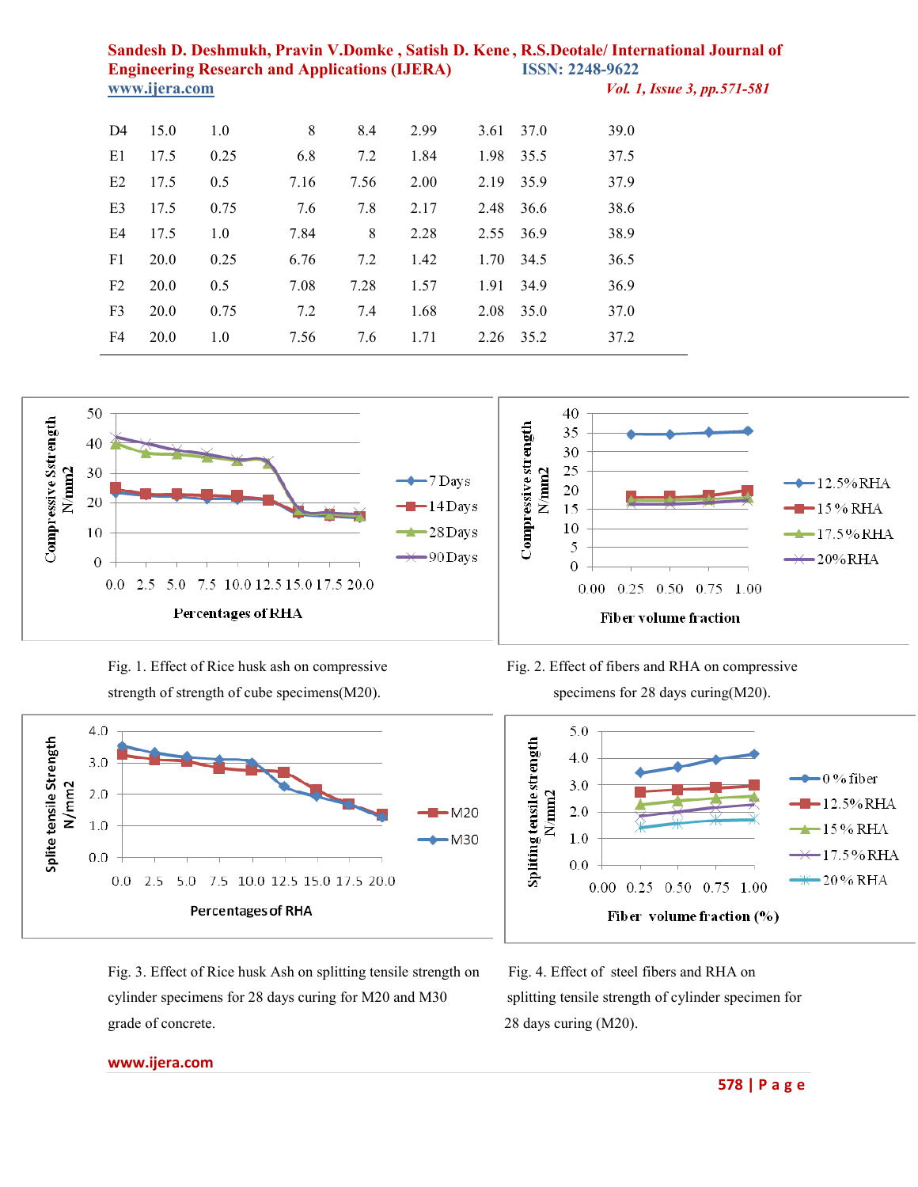| | | | | | | | | |
|---|---|---|---|---|---|---|---|---|
| D4 | 15.0 | 1.0 | 8 | 8.4 | 2.99 | 3.61 | 37.0 | 39.0 |
| E1 | 17.5 | 0.25 | 6.8 | 7.2 | 1.84 | 1.98 | 35.5 | 37.5 |
| E2 | 17.5 | 0.5 | 7.16 | 7.56 | 2.00 | 2.19 | 35.9 | 37.9 |
| E3 | 17.5 | 0.75 | 7.6 | 7.8 | 2.17 | 2.48 | 36.6 | 38.6 |
| E4 | 17.5 | 1.0 | 7.84 | 8 | 2.28 | 2.55 | 36.9 | 38.9 |
| F1 | 20.0 | 0.25 | 6.76 | 7.2 | 1.42 | 1.70 | 34.5 | 36.5 |
| F2 | 20.0 | 0.5 | 7.08 | 7.28 | 1.57 | 1.91 | 34.9 | 36.9 |
| F3 | 20.0 | 0.75 | 7.2 | 7.4 | 1.68 | 2.08 | 35.0 | 37.0 |
| F4 | 20.0 | 1.0 | 7.56 | 7.6 | 1.71 | 2.26 | 35.2 | 37.2 |

Fig. 1. Effect of Rice husk ash on compressive strength of strength of cube specimens(M20).

Fig. 2. Effect of fibers and RHA on compressive specimens for 28 days curing(M20).

Fig. 3. Effect of Rice husk Ash on splitting tensile strength on cylinder specimens for 28 days curing for M20 and M30 grade of concrete.

Fig. 4. Effect of steel fibers and RHA on splitting tensile strength of cylinder specimen for 28 days curing (M20).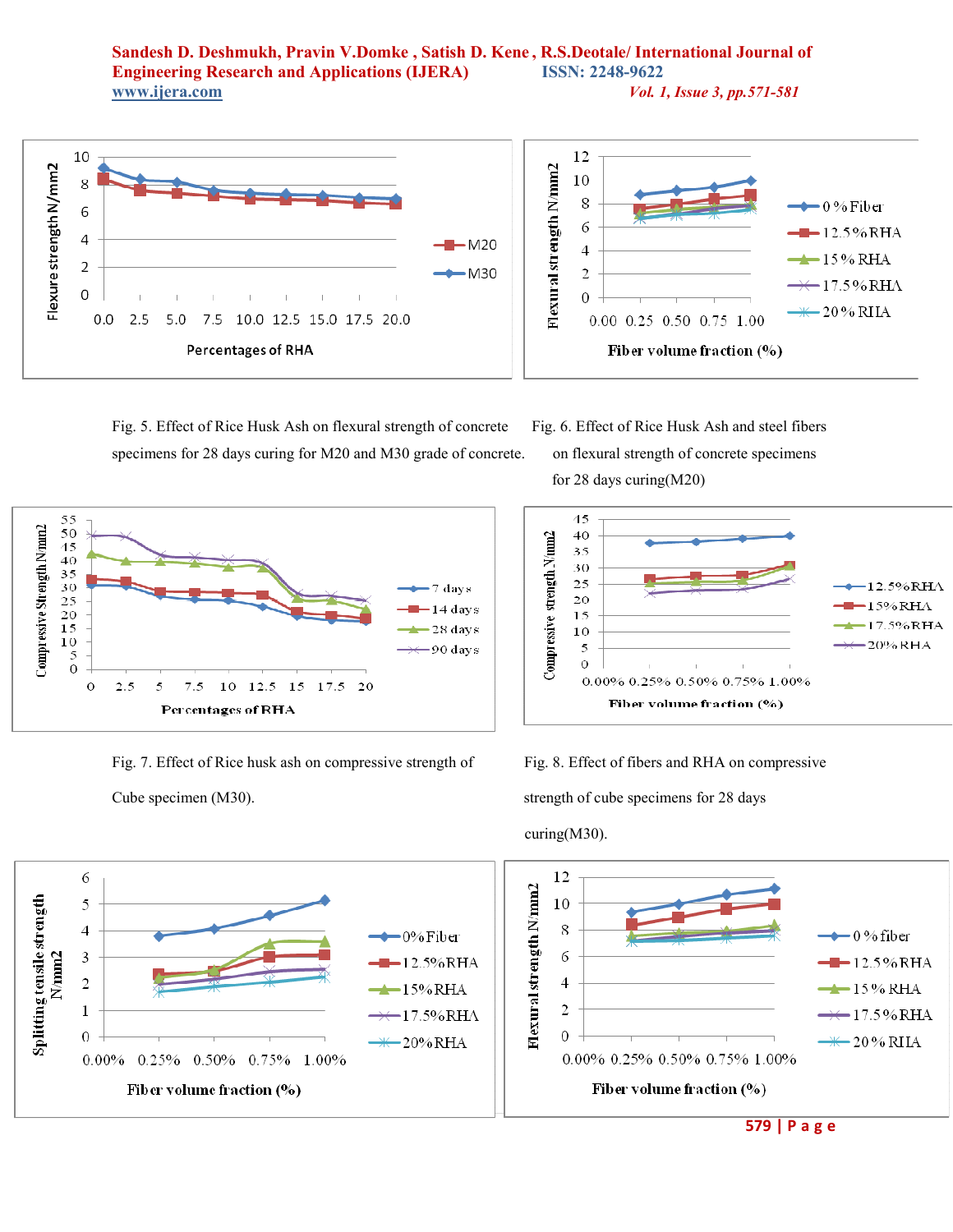Fig. 5. Effect of Rice Husk Ash on flexural strength of concrete specimens for 28 days curing for M20 and M30 grade of concrete.

Fig. 6. Effect of Rice Husk Ash and steel fibers on flexural strength of concrete specimens for 28 days curing(M20)

Fig. 7. Effect of Rice husk ash on compressive strength of Cube specimen (M30).

Fig. 8. Effect of fibers and RHA on compressive strength of cube specimens for 28 days curing(M30).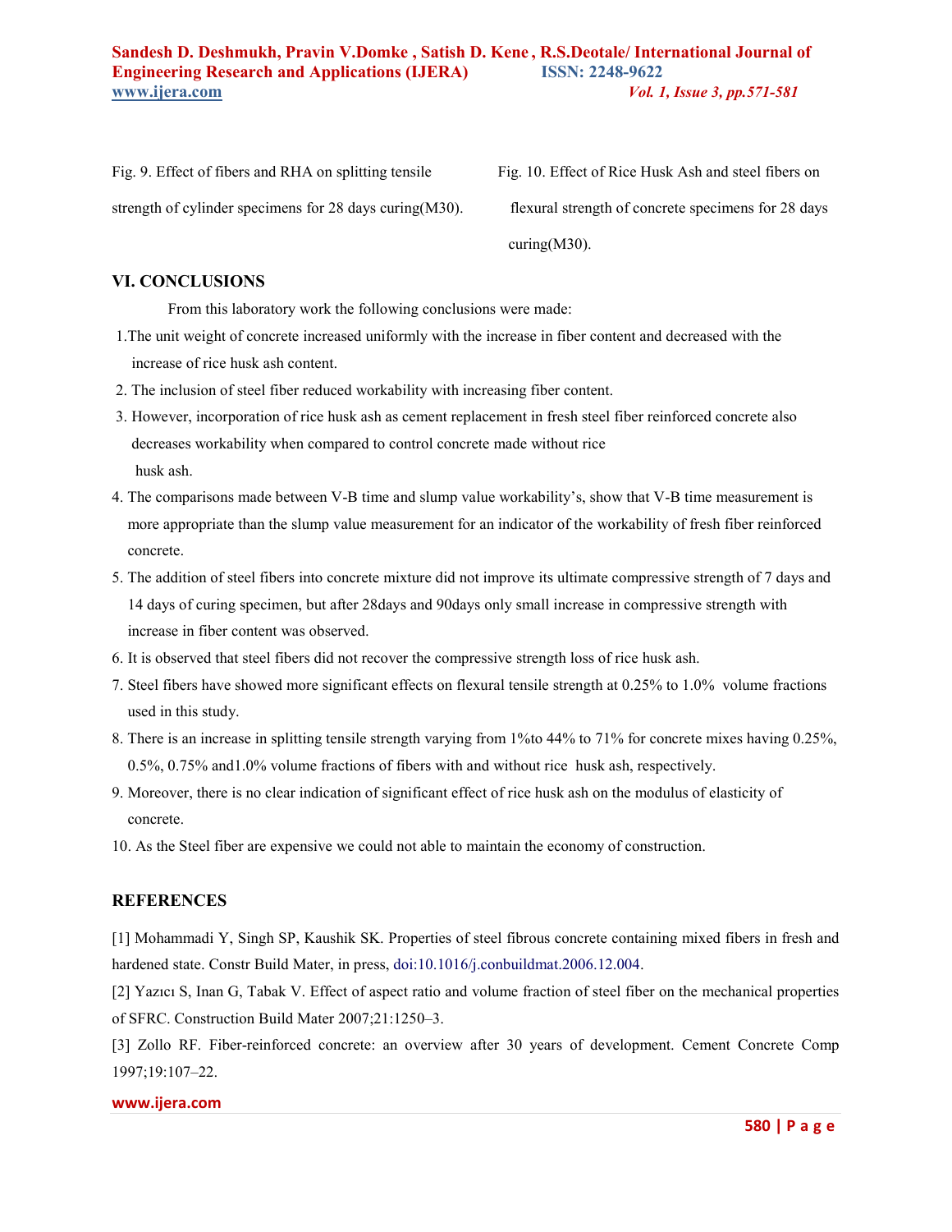Fig. 9. Effect of fibers and RHA on splitting tensile strength of cylinder specimens for 28 days curing(M30).

Fig. 10. Effect of Rice Husk Ash and steel fibers on flexural strength of concrete specimens for 28 days curing(M30).

## VI. CONCLUSIONS

From this laboratory work the following conclusions were made:

1. The unit weight of concrete increased uniformly with the increase in fiber content and decreased with the increase of rice husk ash content.
2. The inclusion of steel fiber reduced workability with increasing fiber content.
3. However, incorporation of rice husk ash as cement replacement in fresh steel fiber reinforced concrete also decreases workability when compared to control concrete made without rice husk ash.
4. The comparisons made between V-B time and slump value workability's, show that V-B time measurement is more appropriate than the slump value measurement for an indicator of the workability of fresh fiber reinforced concrete.
5. The addition of steel fibers into concrete mixture did not improve its ultimate compressive strength of 7 days and 14 days of curing specimen, but after 28days and 90days only small increase in compressive strength with increase in fiber content was observed.
6. It is observed that steel fibers did not recover the compressive strength loss of rice husk ash.
7. Steel fibers have showed more significant effects on flexural tensile strength at 0.25% to 1.0% volume fractions used in this study.
8. There is an increase in splitting tensile strength varying from 1%to 44% to 71% for concrete mixes having 0.25%, 0.5%, 0.75% and1.0% volume fractions of fibers with and without rice husk ash, respectively.
9. Moreover, there is no clear indication of significant effect of rice husk ash on the modulus of elasticity of concrete.
10. As the Steel fiber are expensive we could not able to maintain the economy of construction.

## REFERENCES

[1] Mohammadi Y, Singh SP, Kaushik SK. Properties of steel fibrous concrete containing mixed fibers in fresh and hardened state. Constr Build Mater, in press, doi:10.1016/j.conbuildmat.2006.12.004.

[2] Yazıcı S, Inan G, Tabak V. Effect of aspect ratio and volume fraction of steel fiber on the mechanical properties of SFRC. Construction Build Mater 2007;21:1250–3.

[3] Zollo RF. Fiber-reinforced concrete: an overview after 30 years of development. Cement Concrete Comp 1997;19:107–22.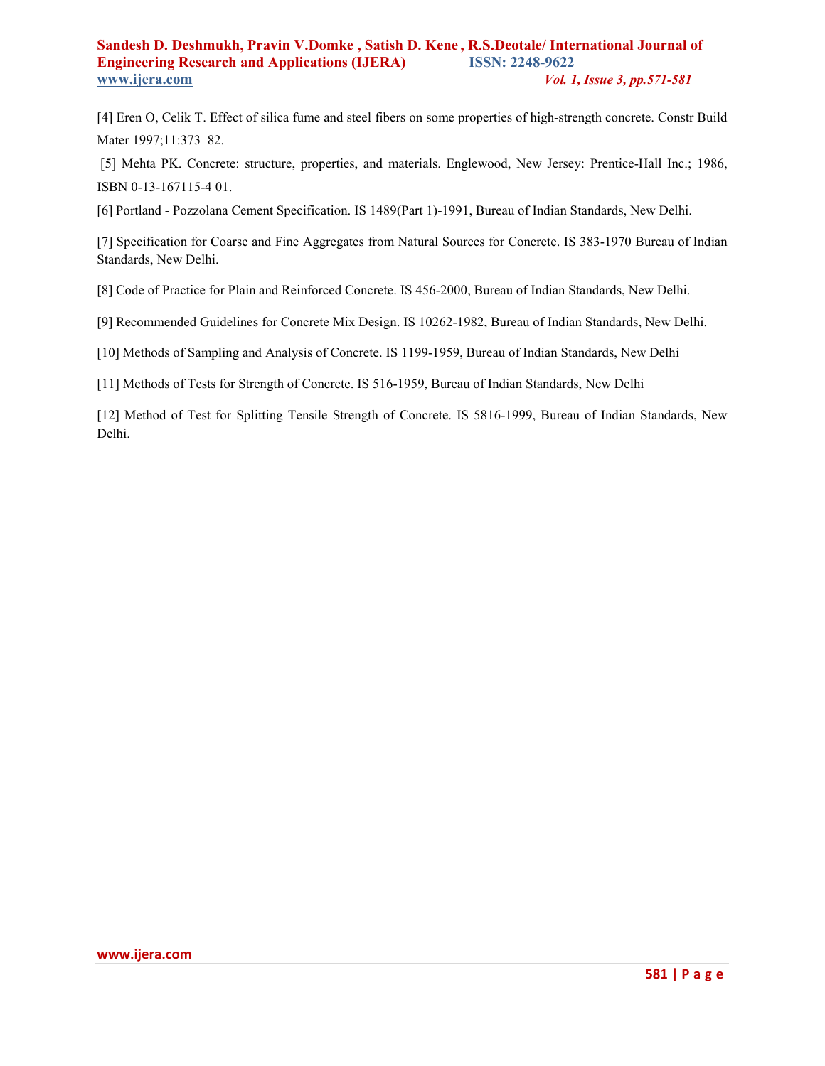[4] Eren O, Celik T. Effect of silica fume and steel fibers on some properties of high-strength concrete. Constr Build Mater 1997;11:373–82.

[5] Mehta PK. Concrete: structure, properties, and materials. Englewood, New Jersey: Prentice-Hall Inc.; 1986, ISBN 0-13-167115-4 01.

[6] Portland - Pozzolana Cement Specification. IS 1489(Part 1)-1991, Bureau of Indian Standards, New Delhi.

[7] Specification for Coarse and Fine Aggregates from Natural Sources for Concrete. IS 383-1970 Bureau of Indian Standards, New Delhi.

[8] Code of Practice for Plain and Reinforced Concrete. IS 456-2000, Bureau of Indian Standards, New Delhi.

[9] Recommended Guidelines for Concrete Mix Design. IS 10262-1982, Bureau of Indian Standards, New Delhi.

[10] Methods of Sampling and Analysis of Concrete. IS 1199-1959, Bureau of Indian Standards, New Delhi

[11] Methods of Tests for Strength of Concrete. IS 516-1959, Bureau of Indian Standards, New Delhi

[12] Method of Test for Splitting Tensile Strength of Concrete. IS 5816-1999, Bureau of Indian Standards, New Delhi.